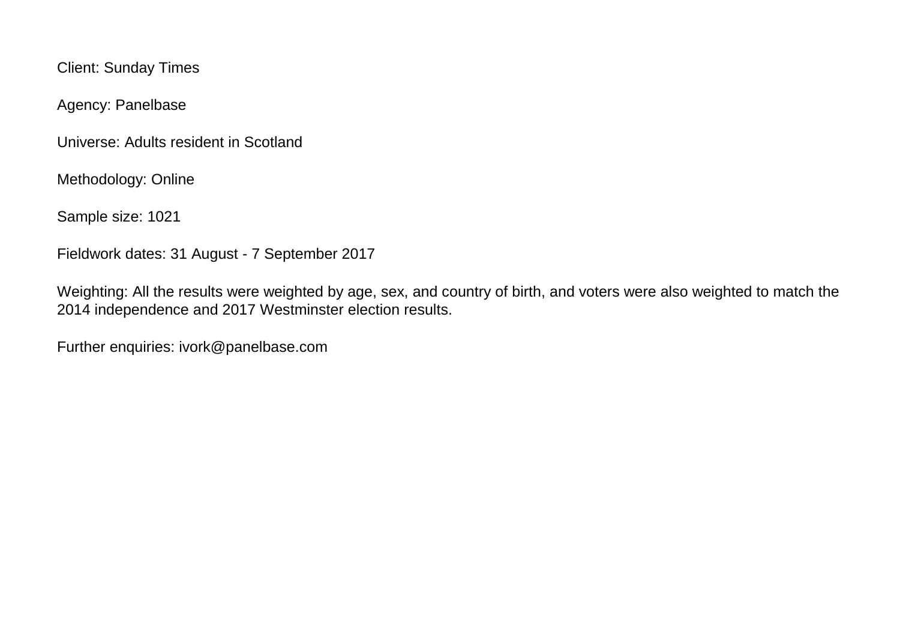Client: Sunday Times

Agency: Panelbase

Universe: Adults resident in Scotland

Methodology: Online

Sample size: 1021

Fieldwork dates: 31 August - 7 September 2017

Weighting: All the results were weighted by age, sex, and country of birth, and voters were also weighted to match the 2014 independence and 2017 Westminster election results.

Further enquiries: ivork@panelbase.com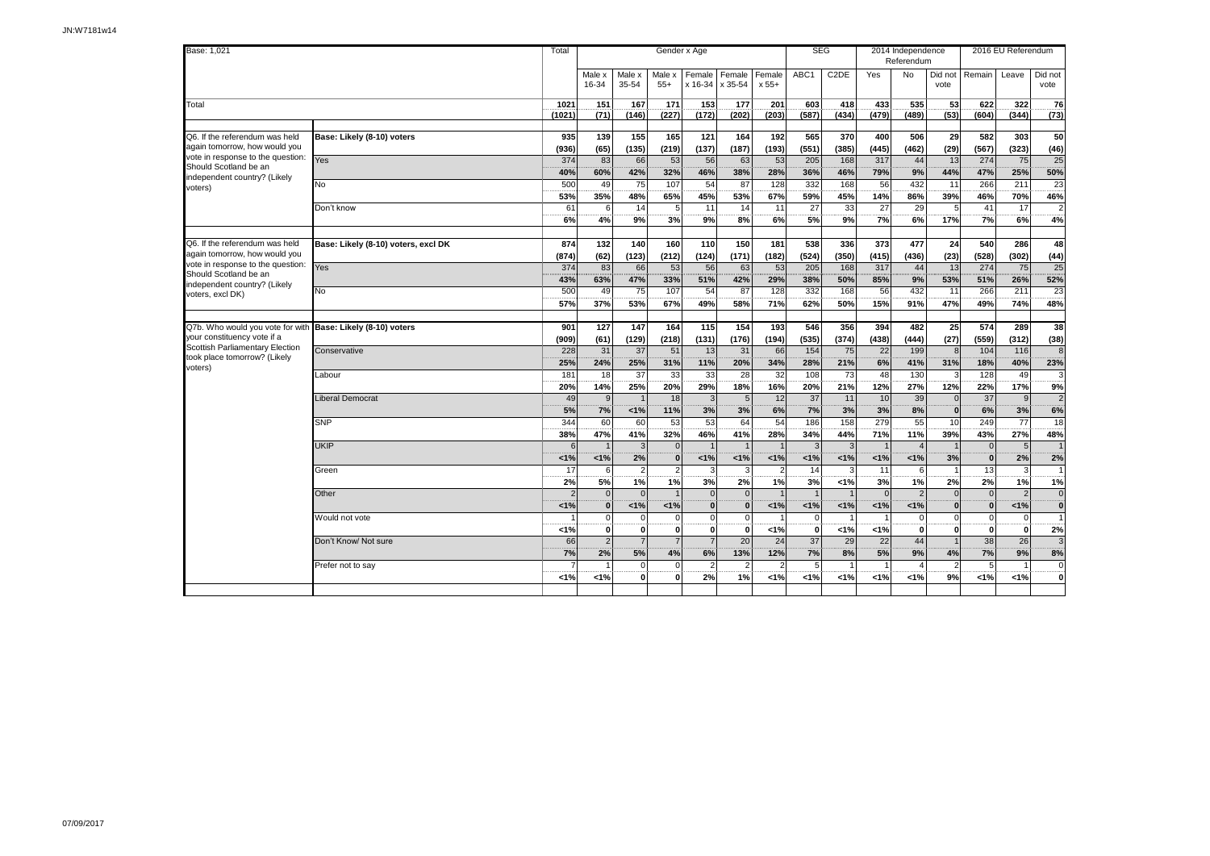| Base: 1,021 | | Total | Gender x Age | | | | | | SEG | | 2014 Independence Referendum | | | 2016 EU Referendum | | |
|---|---|---|---|---|---|---|---|---|---|---|---|---|---|---|---|---|
| | | | Male x 16-34 | Male x 35-54 | Male x 55+ | Female x 16-34 | Female x 35-54 | Female x 55+ | ABC1 | C2DE | Yes | No | Did not vote | Remain | Leave | Did not vote |
| Total | | 1021 | 151 | 167 | 171 | 153 | 177 | 201 | 603 | 418 | 433 | 535 | 53 | 622 | 322 | 76 |
| | | (1021) | (71) | (146) | (227) | (172) | (202) | (203) | (587) | (434) | (479) | (489) | (53) | (604) | (344) | (73) |
| Q6. If the referendum was held again tomorrow, how would you vote in response to the question: Should Scotland be an independent country? (Likely voters) | Base: Likely (8-10) voters | 935 | 139 | 155 | 165 | 121 | 164 | 192 | 565 | 370 | 400 | 506 | 29 | 582 | 303 | 50 |
| | | (936) | (65) | (135) | (219) | (137) | (187) | (193) | (551) | (385) | (445) | (462) | (29) | (567) | (323) | (46) |
| | Yes | 374 | 83 | 66 | 53 | 56 | 63 | 53 | 205 | 168 | 317 | 44 | 13 | 274 | 75 | 25 |
| | | 40% | 60% | 42% | 32% | 46% | 38% | 28% | 36% | 46% | 79% | 9% | 44% | 47% | 25% | 50% |
| | No | 500 | 49 | 75 | 107 | 54 | 87 | 128 | 332 | 168 | 56 | 432 | 11 | 266 | 211 | 23 |
| | | 53% | 35% | 48% | 65% | 45% | 53% | 67% | 59% | 45% | 14% | 86% | 39% | 46% | 70% | 46% |
| | Don't know | 61 | 6 | 14 | 5 | 11 | 14 | 11 | 27 | 33 | 27 | 29 | 5 | 41 | 17 | 2 |
| | | 6% | 4% | 9% | 3% | 9% | 8% | 6% | 5% | 9% | 7% | 6% | 17% | 7% | 6% | 4% |
| Q6. If the referendum was held again tomorrow, how would you vote in response to the question: Should Scotland be an independent country? (Likely voters, excl DK) | Base: Likely (8-10) voters, excl DK | 874 | 132 | 140 | 160 | 110 | 150 | 181 | 538 | 336 | 373 | 477 | 24 | 540 | 286 | 48 |
| | | (874) | (62) | (123) | (212) | (124) | (171) | (182) | (524) | (350) | (415) | (436) | (23) | (528) | (302) | (44) |
| | Yes | 374 | 83 | 66 | 53 | 56 | 63 | 53 | 205 | 168 | 317 | 44 | 13 | 274 | 75 | 25 |
| | | 43% | 63% | 47% | 33% | 51% | 42% | 29% | 38% | 50% | 85% | 9% | 53% | 51% | 26% | 52% |
| | No | 500 | 49 | 75 | 107 | 54 | 87 | 128 | 332 | 168 | 56 | 432 | 11 | 266 | 211 | 23 |
| | | 57% | 37% | 53% | 67% | 49% | 58% | 71% | 62% | 50% | 15% | 91% | 47% | 49% | 74% | 48% |
| Q7b. Who would you vote for with your constituency vote if a Scottish Parliamentary Election took place tomorrow? (Likely voters) | Base: Likely (8-10) voters | 901 | 127 | 147 | 164 | 115 | 154 | 193 | 546 | 356 | 394 | 482 | 25 | 574 | 289 | 38 |
| | | (909) | (61) | (129) | (218) | (131) | (176) | (194) | (535) | (374) | (438) | (444) | (27) | (559) | (312) | (38) |
| | Conservative | 228 | 31 | 37 | 51 | 13 | 31 | 66 | 154 | 75 | 22 | 199 | 8 | 104 | 116 | 8 |
| | | 25% | 24% | 25% | 31% | 11% | 20% | 34% | 28% | 21% | 6% | 41% | 31% | 18% | 40% | 23% |
| | Labour | 181 | 18 | 37 | 33 | 33 | 28 | 32 | 108 | 73 | 48 | 130 | 3 | 128 | 49 | 3 |
| | | 20% | 14% | 25% | 20% | 29% | 18% | 16% | 20% | 21% | 12% | 27% | 12% | 22% | 17% | 9% |
| | Liberal Democrat | 49 | 9 | 1 | 18 | 3 | 5 | 12 | 37 | 11 | 10 | 39 | 0 | 37 | 9 | 2 |
| | | 5% | 7% | <1% | 11% | 3% | 3% | 6% | 7% | 3% | 3% | 8% | 0 | 6% | 3% | 6% |
| | SNP | 344 | 60 | 60 | 53 | 53 | 64 | 54 | 186 | 158 | 279 | 55 | 10 | 249 | 77 | 18 |
| | | 38% | 47% | 41% | 32% | 46% | 41% | 28% | 34% | 44% | 71% | 11% | 39% | 43% | 27% | 48% |
| | UKIP | 6 | 1 | 3 | 0 | 1 | 1 | 1 | 3 | 3 | 1 | 4 | 1 | 0 | 5 | 1 |
| | | <1% | <1% | 2% | 0 | <1% | <1% | <1% | <1% | <1% | <1% | <1% | 3% | 0 | 2% | 2% |
| | Green | 17 | 6 | 2 | 2 | 3 | 3 | 2 | 14 | 3 | 11 | 6 | 1 | 13 | 3 | 1 |
| | | 2% | 5% | 1% | 1% | 3% | 2% | 1% | 3% | <1% | 3% | 1% | 2% | 2% | 1% | 1% |
| | Other | 2 | 0 | 0 | 1 | 0 | 0 | 1 | 1 | 1 | 0 | 2 | 0 | 0 | 2 | 0 |
| | | <1% | 0 | <1% | <1% | 0 | 0 | <1% | <1% | <1% | <1% | <1% | 0 | 0 | <1% | 0 |
| | Would not vote | 1 | 0 | 0 | 0 | 0 | 0 | 1 | 0 | 1 | 1 | 0 | 0 | 0 | 0 | 1 |
| | | <1% | 0 | 0 | 0 | 0 | 0 | <1% | 0 | <1% | <1% | 0 | 0 | 0 | 0 | 2% |
| | Don't Know/ Not sure | 66 | 2 | 7 | 7 | 7 | 20 | 24 | 37 | 29 | 22 | 44 | 1 | 38 | 26 | 3 |
| | | 7% | 2% | 5% | 4% | 6% | 13% | 12% | 7% | 8% | 5% | 9% | 4% | 7% | 9% | 8% |
| | Prefer not to say | 7 | 1 | 0 | 0 | 2 | 2 | 2 | 5 | 1 | 1 | 4 | 2 | 5 | 1 | 0 |
| | | <1% | <1% | 0 | 0 | 2% | 1% | <1% | <1% | <1% | <1% | <1% | 9% | <1% | <1% | 0 |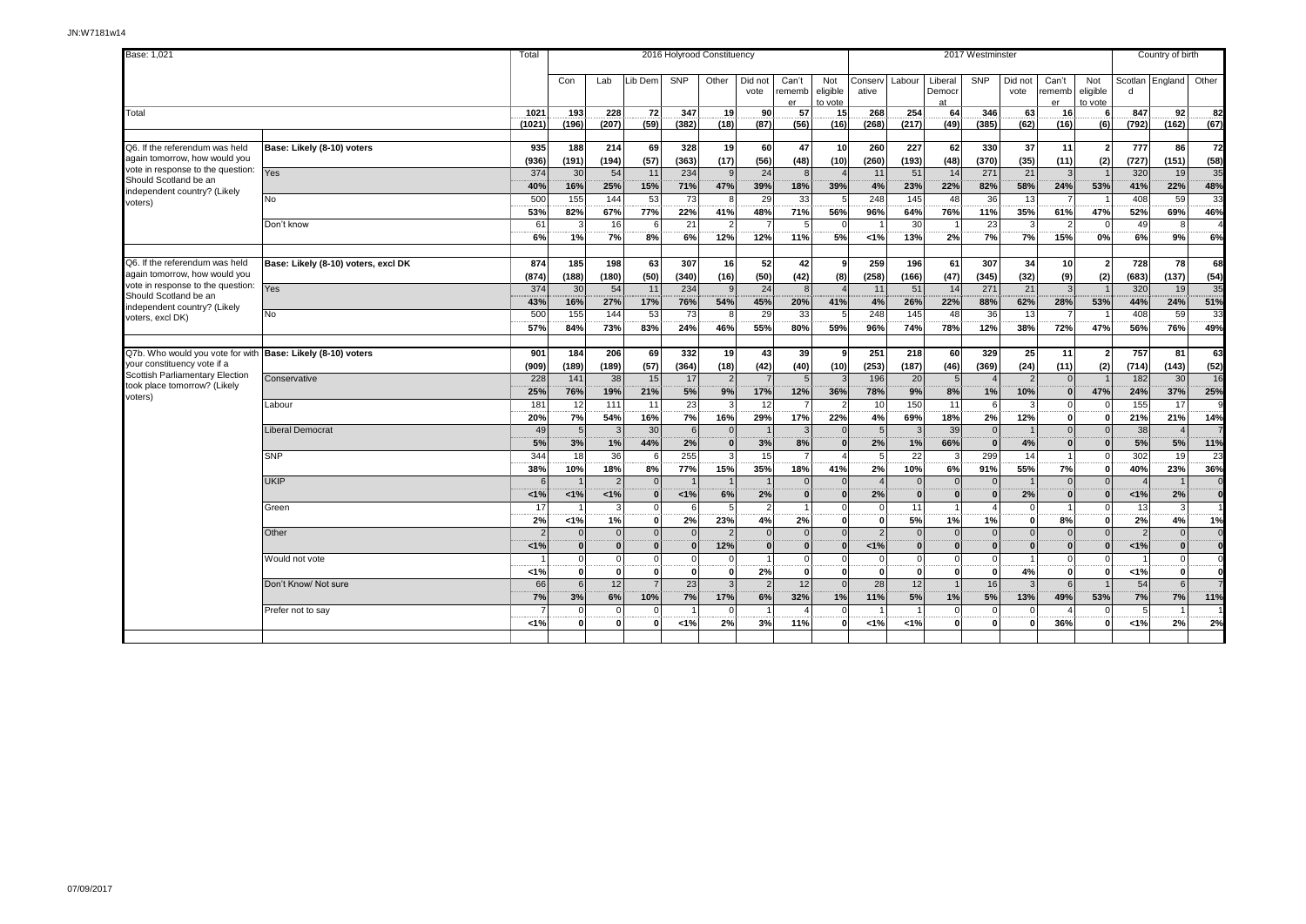JN:W7181w14

| Base: 1,021 | | Total | 2016 Holyrood Constituency | | | | | | | | 2017 Westminster | | | | | | | Country of birth | | |
|---|---|---|---|---|---|---|---|---|---|---|---|---|---|---|---|---|---|---|---|---|
| | | | Con | Lab | Lib Dem | SNP | Other | Did not vote | Can't remember | Not eligible to vote | Conservative | Labour | Liberal Democrat | SNP | Did not vote | Can't remember | Not eligible to vote | Scotland | England | Other |
| Total | | 1021 | 193 | 228 | 72 | 347 | 19 | 90 | 57 | 15 | 268 | 254 | 64 | 346 | 63 | 16 | 6 | 847 | 92 | 82 |
| | | (1021) | (196) | (207) | (59) | (382) | (18) | (87) | (56) | (16) | (268) | (217) | (49) | (385) | (62) | (16) | (6) | (792) | (162) | (67) |
| Q6. If the referendum was held again tomorrow, how would you vote in response to the question: Should Scotland be an independent country? (Likely voters) | Base: Likely (8-10) voters | 935 | 188 | 214 | 69 | 328 | 19 | 60 | 47 | 10 | 260 | 227 | 62 | 330 | 37 | 11 | 2 | 777 | 86 | 72 |
| | | (936) | (191) | (194) | (57) | (363) | (17) | (56) | (48) | (10) | (260) | (193) | (48) | (370) | (35) | (11) | (2) | (727) | (151) | (58) |
| | Yes | 374 | 30 | 54 | 11 | 234 | 9 | 24 | 8 | 4 | 11 | 51 | 14 | 271 | 21 | 3 | 1 | 320 | 19 | 35 |
| | | 40% | 16% | 25% | 15% | 71% | 47% | 39% | 18% | 39% | 4% | 23% | 22% | 82% | 58% | 24% | 53% | 41% | 22% | 48% |
| | No | 500 | 155 | 144 | 53 | 73 | 8 | 29 | 33 | 5 | 248 | 145 | 48 | 36 | 13 | 7 | 1 | 408 | 59 | 33 |
| | | 53% | 82% | 67% | 77% | 22% | 41% | 48% | 71% | 56% | 96% | 64% | 76% | 11% | 35% | 61% | 47% | 52% | 69% | 46% |
| | Don't know | 61 | 3 | 16 | 6 | 21 | 2 | 7 | 5 | 0 | 1 | 30 | 1 | 23 | 3 | 2 | 0 | 49 | 8 | 4 |
| | | 6% | 1% | 7% | 8% | 6% | 12% | 12% | 11% | 5% | <1% | 13% | 2% | 7% | 7% | 15% | 0% | 6% | 9% | 6% |
| Q6. If the referendum was held again tomorrow, how would you vote in response to the question: Should Scotland be an independent country? (Likely voters, excl DK) | Base: Likely (8-10) voters, excl DK | 874 | 185 | 198 | 63 | 307 | 16 | 52 | 42 | 9 | 259 | 196 | 61 | 307 | 34 | 10 | 2 | 728 | 78 | 68 |
| | | (874) | (188) | (180) | (50) | (340) | (16) | (50) | (42) | (8) | (258) | (166) | (47) | (345) | (32) | (9) | (2) | (683) | (137) | (54) |
| | Yes | 374 | 30 | 54 | 11 | 234 | 9 | 24 | 8 | 4 | 11 | 51 | 14 | 271 | 21 | 3 | 1 | 320 | 19 | 35 |
| | | 43% | 16% | 27% | 17% | 76% | 54% | 45% | 20% | 41% | 4% | 26% | 22% | 88% | 62% | 28% | 53% | 44% | 24% | 51% |
| | No | 500 | 155 | 144 | 53 | 73 | 8 | 29 | 33 | 5 | 248 | 145 | 48 | 36 | 13 | 7 | 1 | 408 | 59 | 33 |
| | | 57% | 84% | 73% | 83% | 24% | 46% | 55% | 80% | 59% | 96% | 74% | 78% | 12% | 38% | 72% | 47% | 56% | 76% | 49% |
| Q7b. Who would you vote for with your constituency vote if a Scottish Parliamentary Election took place tomorrow? (Likely voters) | Base: Likely (8-10) voters | 901 | 184 | 206 | 69 | 332 | 19 | 43 | 39 | 9 | 251 | 218 | 60 | 329 | 25 | 11 | 2 | 757 | 81 | 63 |
| | | (909) | (189) | (189) | (57) | (364) | (18) | (42) | (40) | (10) | (253) | (187) | (46) | (369) | (24) | (11) | (2) | (714) | (143) | (52) |
| | Conservative | 228 | 141 | 38 | 15 | 17 | 2 | 7 | 5 | 3 | 196 | 20 | 5 | 4 | 2 | 0 | 1 | 182 | 30 | 16 |
| | | 25% | 76% | 19% | 21% | 5% | 9% | 17% | 12% | 36% | 78% | 9% | 8% | 1% | 10% | 0 | 47% | 24% | 37% | 25% |
| | Labour | 181 | 12 | 111 | 11 | 23 | 3 | 12 | 7 | 2 | 10 | 150 | 11 | 6 | 3 | 0 | 0 | 155 | 17 | 9 |
| | | 20% | 7% | 54% | 16% | 7% | 16% | 29% | 17% | 22% | 4% | 69% | 18% | 2% | 12% | 0 | 0 | 21% | 21% | 14% |
| | Liberal Democrat | 49 | 5 | 3 | 30 | 6 | 0 | 1 | 3 | 0 | 5 | 3 | 39 | 0 | 1 | 0 | 0 | 38 | 4 | 7 |
| | | 5% | 3% | 1% | 44% | 2% | 0 | 3% | 8% | 0 | 2% | 1% | 66% | 0 | 4% | 0 | 0 | 5% | 5% | 11% |
| | SNP | 344 | 18 | 36 | 6 | 255 | 3 | 15 | 7 | 4 | 5 | 22 | 3 | 299 | 14 | 1 | 0 | 302 | 19 | 23 |
| | | 38% | 10% | 18% | 8% | 77% | 15% | 35% | 18% | 41% | 2% | 10% | 6% | 91% | 55% | 7% | 0 | 40% | 23% | 36% |
| | UKIP | 6 | 1 | 2 | 0 | 1 | 1 | 1 | 0 | 0 | 4 | 0 | 0 | 0 | 1 | 0 | 0 | 4 | 1 | 0 |
| | | <1% | <1% | <1% | 0 | <1% | 6% | 2% | 0 | 0 | 2% | 0 | 0 | 0 | 2% | 0 | 0 | <1% | 2% | 0 |
| | Green | 17 | 1 | 3 | 0 | 6 | 5 | 2 | 1 | 0 | 0 | 11 | 1 | 4 | 0 | 1 | 0 | 13 | 3 | 1 |
| | | 2% | <1% | 1% | 0 | 2% | 23% | 4% | 2% | 0 | 0 | 5% | 1% | 1% | 0 | 8% | 0 | 2% | 4% | 1% |
| | Other | 2 | 0 | 0 | 0 | 0 | 2 | 0 | 0 | 0 | 2 | 0 | 0 | 0 | 0 | 0 | 0 | 2 | 0 | 0 |
| | | <1% | 0 | 0 | 0 | 0 | 12% | 0 | 0 | 0 | <1% | 0 | 0 | 0 | 0 | 0 | 0 | <1% | 0 | 0 |
| | Would not vote | 1 | 0 | 0 | 0 | 0 | 0 | 1 | 0 | 0 | 0 | 0 | 0 | 0 | 1 | 0 | 0 | 1 | 0 | 0 |
| | | <1% | 0 | 0 | 0 | 0 | 0 | 2% | 0 | 0 | 0 | 0 | 0 | 0 | 4% | 0 | 0 | <1% | 0 | 0 |
| | Don't Know/ Not sure | 66 | 6 | 12 | 7 | 23 | 3 | 2 | 12 | 0 | 28 | 12 | 1 | 16 | 3 | 6 | 1 | 54 | 6 | 7 |
| | | 7% | 3% | 6% | 10% | 7% | 17% | 6% | 32% | 1% | 11% | 5% | 1% | 5% | 13% | 49% | 53% | 7% | 7% | 11% |
| | Prefer not to say | 7 | 0 | 0 | 0 | 1 | 0 | 1 | 4 | 0 | 1 | 1 | 0 | 0 | 0 | 4 | 0 | 5 | 1 | 1 |
| | | <1% | 0 | 0 | 0 | <1% | 2% | 3% | 11% | 0 | <1% | <1% | 0 | 0 | 0 | 36% | 0 | <1% | 2% | 2% |

07/09/2017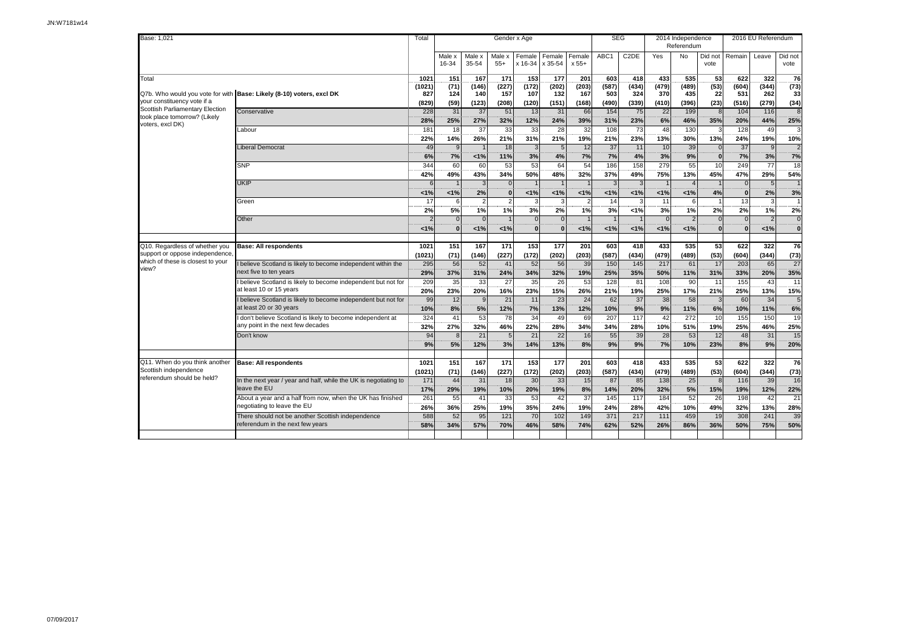| Base: 1,021 | | Total | Gender x Age | | | | | | SEG | | 2014 Independence Referendum | | | 2016 EU Referendum | | |
|---|---|---|---|---|---|---|---|---|---|---|---|---|---|---|---|---|
| | | | Male x 16-34 | Male x 35-54 | Male x 55+ | Female x 16-34 | Female x 35-54 | Female x 55+ | ABC1 | C2DE | Yes | No | Did not vote | Remain | Leave | Did not vote |
| Total | | 1021 | 151 | 167 | 171 | 153 | 177 | 201 | 603 | 418 | 433 | 535 | 53 | 622 | 322 | 76 |
| | | (1021) | (71) | (146) | (227) | (172) | (202) | (203) | (587) | (434) | (479) | (489) | (53) | (604) | (344) | (73) |
| Q7b. Who would you vote for with your constituency vote if a Scottish Parliamentary Election took place tomorrow? (Likely voters, excl DK) | Base: Likely (8-10) voters, excl DK | 827 | 124 | 140 | 157 | 107 | 132 | 167 | 503 | 324 | 370 | 435 | 22 | 531 | 262 | 33 |
| | | (829) | (59) | (123) | (208) | (120) | (151) | (168) | (490) | (339) | (410) | (396) | (23) | (516) | (279) | (34) |
| | Conservative | 228 | 31 | 37 | 51 | 13 | 31 | 66 | 154 | 75 | 22 | 199 | 8 | 104 | 116 | 8 |
| | | 28% | 25% | 27% | 32% | 12% | 24% | 39% | 31% | 23% | 6% | 46% | 35% | 20% | 44% | 25% |
| | Labour | 181 | 18 | 37 | 33 | 33 | 28 | 32 | 108 | 73 | 48 | 130 | 3 | 128 | 49 | 3 |
| | | 22% | 14% | 26% | 21% | 31% | 21% | 19% | 21% | 23% | 13% | 30% | 13% | 24% | 19% | 10% |
| | Liberal Democrat | 49 | 9 | 1 | 18 | 3 | 5 | 12 | 37 | 11 | 10 | 39 | 0 | 37 | 9 | 2 |
| | | 6% | 7% | <1% | 11% | 3% | 4% | 7% | 7% | 4% | 3% | 9% | 0 | 7% | 3% | 7% |
| | SNP | 344 | 60 | 60 | 53 | 53 | 64 | 54 | 186 | 158 | 279 | 55 | 10 | 249 | 77 | 18 |
| | | 42% | 49% | 43% | 34% | 50% | 48% | 32% | 37% | 49% | 75% | 13% | 45% | 47% | 29% | 54% |
| | UKIP | 6 | 1 | 3 | 0 | 1 | 1 | 1 | 3 | 3 | 1 | 4 | 1 | 0 | 5 | 1 |
| | | <1% | <1% | 2% | 0 | <1% | <1% | <1% | <1% | <1% | <1% | <1% | 4% | 0 | 2% | 3% |
| | Green | 17 | 6 | 2 | 2 | 3 | 3 | 2 | 14 | 3 | 11 | 6 | 1 | 13 | 3 | 1 |
| | | 2% | 5% | 1% | 1% | 3% | 2% | 1% | 3% | <1% | 3% | 1% | 2% | 2% | 1% | 2% |
| | Other | 2 | 0 | 0 | 1 | 0 | 0 | 1 | 1 | 1 | 0 | 2 | 0 | 0 | 2 | 0 |
| | | <1% | 0 | <1% | <1% | 0 | 0 | <1% | <1% | <1% | <1% | <1% | 0 | 0 | <1% | 0 |
| Q10. Regardless of whether you support or oppose independence, which of these is closest to your view? | Base: All respondents | 1021 | 151 | 167 | 171 | 153 | 177 | 201 | 603 | 418 | 433 | 535 | 53 | 622 | 322 | 76 |
| | | (1021) | (71) | (146) | (227) | (172) | (202) | (203) | (587) | (434) | (479) | (489) | (53) | (604) | (344) | (73) |
| | I believe Scotland is likely to become independent within the next five to ten years | 295 | 56 | 52 | 41 | 52 | 56 | 39 | 150 | 145 | 217 | 61 | 17 | 203 | 65 | 27 |
| | | 29% | 37% | 31% | 24% | 34% | 32% | 19% | 25% | 35% | 50% | 11% | 31% | 33% | 20% | 35% |
| | I believe Scotland is likely to become independent but not for at least 10 or 15 years | 209 | 35 | 33 | 27 | 35 | 26 | 53 | 128 | 81 | 108 | 90 | 11 | 155 | 43 | 11 |
| | | 20% | 23% | 20% | 16% | 23% | 15% | 26% | 21% | 19% | 25% | 17% | 21% | 25% | 13% | 15% |
| | I believe Scotland is likely to become independent but not for at least 20 or 30 years | 99 | 12 | 9 | 21 | 11 | 23 | 24 | 62 | 37 | 38 | 58 | 3 | 60 | 34 | 5 |
| | | 10% | 8% | 5% | 12% | 7% | 13% | 12% | 10% | 9% | 9% | 11% | 6% | 10% | 11% | 6% |
| | I don't believe Scotland is likely to become independent at any point in the next few decades | 324 | 41 | 53 | 78 | 34 | 49 | 69 | 207 | 117 | 42 | 272 | 10 | 155 | 150 | 19 |
| | | 32% | 27% | 32% | 46% | 22% | 28% | 34% | 34% | 28% | 10% | 51% | 19% | 25% | 46% | 25% |
| | Don't know | 94 | 8 | 21 | 5 | 21 | 22 | 16 | 55 | 39 | 28 | 53 | 12 | 48 | 31 | 15 |
| | | 9% | 5% | 12% | 3% | 14% | 13% | 8% | 9% | 9% | 7% | 10% | 23% | 8% | 9% | 20% |
| Q11. When do you think another Scottish independence referendum should be held? | Base: All respondents | 1021 | 151 | 167 | 171 | 153 | 177 | 201 | 603 | 418 | 433 | 535 | 53 | 622 | 322 | 76 |
| | | (1021) | (71) | (146) | (227) | (172) | (202) | (203) | (587) | (434) | (479) | (489) | (53) | (604) | (344) | (73) |
| | In the next year / year and half, while the UK is negotiating to leave the EU | 171 | 44 | 31 | 18 | 30 | 33 | 15 | 87 | 85 | 138 | 25 | 8 | 116 | 39 | 16 |
| | | 17% | 29% | 19% | 10% | 20% | 19% | 8% | 14% | 20% | 32% | 5% | 15% | 19% | 12% | 22% |
| | About a year and a half from now, when the UK has finished negotiating to leave the EU | 261 | 55 | 41 | 33 | 53 | 42 | 37 | 145 | 117 | 184 | 52 | 26 | 198 | 42 | 21 |
| | | 26% | 36% | 25% | 19% | 35% | 24% | 19% | 24% | 28% | 42% | 10% | 49% | 32% | 13% | 28% |
| | There should not be another Scottish independence referendum in the next few years | 588 | 52 | 95 | 121 | 70 | 102 | 149 | 371 | 217 | 111 | 459 | 19 | 308 | 241 | 39 |
| | | 58% | 34% | 57% | 70% | 46% | 58% | 74% | 62% | 52% | 26% | 86% | 36% | 50% | 75% | 50% |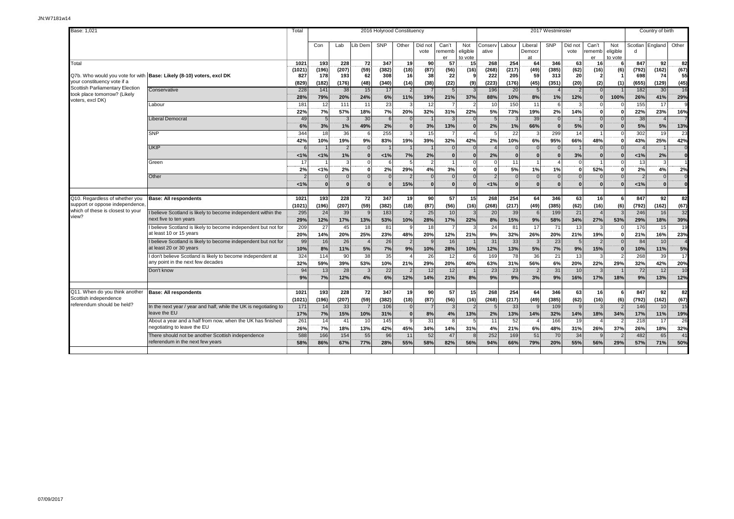| Base: 1,021 | | Total | 2016 Holyrood Constituency | | | | | | | | | 2017 Westminster | | | | | | | | Country of birth | | |
|---|---|---|---|---|---|---|---|---|---|---|---|---|---|---|---|---|---|---|---|---|---|---|
| | | | Con | Lab | Lib Dem | SNP | Other | Did not vote | Can't remember | Not eligible to vote | Conservative | Labour | Liberal Democrat | SNP | Did not vote | Can't remember | Not eligible to vote | Scotland | England | Other |
| Total | | 1021 | 193 | 228 | 72 | 347 | 19 | 90 | 57 | 15 | 268 | 254 | 64 | 346 | 63 | 16 | 6 | 847 | 92 | 82 |
| | | (1021) | (196) | (207) | (59) | (382) | (18) | (87) | (56) | (16) | (268) | (217) | (49) | (385) | (62) | (16) | (6) | (792) | (162) | (67) |
| Q7b. Who would you vote for with your constituency vote if a Scottish Parliamentary Election took place tomorrow? (Likely voters, excl DK) | Base: Likely (8-10) voters, excl DK | 827 | 178 | 193 | 62 | 308 | 16 | 38 | 22 | 9 | 222 | 205 | 59 | 313 | 20 | 2 | 1 | 698 | 74 | 55 |
| | | (829) | (182) | (176) | (48) | (340) | (14) | (38) | (22) | (9) | (223) | (176) | (45) | (351) | (20) | (2) | (1) | (655) | (129) | (45) |
| | Conservative | 228 | 141 | 38 | 15 | 17 | 2 | 7 | 5 | 3 | 196 | 20 | 5 | 4 | 2 | 0 | 1 | 182 | 30 | 16 |
| | | 28% | 79% | 20% | 24% | 6% | 11% | 19% | 21% | 37% | 88% | 10% | 8% | 1% | 12% | 0 | 100% | 26% | 41% | 29% |
| | Labour | 181 | 12 | 111 | 11 | 23 | 3 | 12 | 7 | 2 | 10 | 150 | 11 | 6 | 3 | 0 | 0 | 155 | 17 | 9 |
| | | 22% | 7% | 57% | 18% | 7% | 20% | 32% | 31% | 22% | 5% | 73% | 19% | 2% | 14% | 0 | 0 | 22% | 23% | 16% |
| | Liberal Democrat | 49 | 5 | 3 | 30 | 6 | 0 | 1 | 3 | 0 | 5 | 3 | 39 | 0 | 1 | 0 | 0 | 38 | 4 | 7 |
| | | 6% | 3% | 1% | 49% | 2% | 0 | 3% | 13% | 0 | 2% | 1% | 66% | 0 | 5% | 0 | 0 | 5% | 5% | 13% |
| | SNP | 344 | 18 | 36 | 6 | 255 | 3 | 15 | 7 | 4 | 5 | 22 | 3 | 299 | 14 | 1 | 0 | 302 | 19 | 23 |
| | | 42% | 10% | 19% | 9% | 83% | 19% | 39% | 32% | 42% | 2% | 10% | 6% | 95% | 66% | 48% | 0 | 43% | 25% | 42% |
| | UKIP | 6 | 1 | 2 | 0 | 1 | 1 | 1 | 0 | 0 | 4 | 0 | 0 | 0 | 1 | 0 | 0 | 4 | 1 | 0 |
| | | <1% | <1% | 1% | 0 | <1% | 7% | 2% | 0 | 0 | 2% | 0 | 0 | 0 | 3% | 0 | 0 | <1% | 2% | 0 |
| | Green | 17 | 1 | 3 | 0 | 6 | 5 | 2 | 1 | 0 | 0 | 11 | 1 | 4 | 0 | 1 | 0 | 13 | 3 | 1 |
| | | 2% | <1% | 2% | 0 | 2% | 29% | 4% | 3% | 0 | 0 | 5% | 1% | 1% | 0 | 52% | 0 | 2% | 4% | 2% |
| | Other | 2 | 0 | 0 | 0 | 0 | 2 | 0 | 0 | 0 | 2 | 0 | 0 | 0 | 0 | 0 | 0 | 2 | 0 | 0 |
| | | <1% | 0 | 0 | 0 | 0 | 15% | 0 | 0 | 0 | <1% | 0 | 0 | 0 | 0 | 0 | 0 | <1% | 0 | 0 |
| Q10. Regardless of whether you support or oppose independence, which of these is closest to your view? | Base: All respondents | 1021 | 193 | 228 | 72 | 347 | 19 | 90 | 57 | 15 | 268 | 254 | 64 | 346 | 63 | 16 | 6 | 847 | 92 | 82 |
| | | (1021) | (196) | (207) | (59) | (382) | (18) | (87) | (56) | (16) | (268) | (217) | (49) | (385) | (62) | (16) | (6) | (792) | (162) | (67) |
| | I believe Scotland is likely to become independent within the next five to ten years | 295 | 24 | 39 | 9 | 183 | 2 | 25 | 10 | 3 | 20 | 39 | 6 | 199 | 21 | 4 | 3 | 246 | 16 | 32 |
| | | 29% | 12% | 17% | 13% | 53% | 10% | 28% | 17% | 22% | 8% | 15% | 9% | 58% | 34% | 27% | 53% | 29% | 18% | 39% |
| | I believe Scotland is likely to become independent but not for at least 10 or 15 years | 209 | 27 | 45 | 18 | 81 | 9 | 18 | 7 | 3 | 24 | 81 | 17 | 71 | 13 | 3 | 0 | 176 | 15 | 19 |
| | | 20% | 14% | 20% | 25% | 23% | 48% | 20% | 12% | 21% | 9% | 32% | 26% | 20% | 21% | 19% | 0 | 21% | 16% | 23% |
| | I believe Scotland is likely to become independent but not for at least 20 or 30 years | 99 | 16 | 26 | 4 | 26 | 2 | 9 | 16 | 1 | 31 | 33 | 3 | 23 | 5 | 2 | 0 | 84 | 10 | 4 |
| | | 10% | 8% | 11% | 5% | 7% | 9% | 10% | 28% | 10% | 12% | 13% | 5% | 7% | 9% | 15% | 0 | 10% | 11% | 5% |
| | I don't believe Scotland is likely to become independent at any point in the next few decades | 324 | 114 | 90 | 38 | 35 | 4 | 26 | 12 | 6 | 169 | 78 | 36 | 21 | 13 | 3 | 2 | 268 | 39 | 17 |
| | | 32% | 59% | 39% | 53% | 10% | 21% | 29% | 20% | 40% | 63% | 31% | 56% | 6% | 20% | 22% | 29% | 32% | 42% | 20% |
| | Don't know | 94 | 13 | 28 | 3 | 22 | 2 | 12 | 12 | 1 | 23 | 23 | 2 | 31 | 10 | 3 | 1 | 72 | 12 | 10 |
| | | 9% | 7% | 12% | 4% | 6% | 12% | 14% | 21% | 8% | 9% | 9% | 3% | 9% | 16% | 17% | 18% | 9% | 13% | 12% |
| Q11. When do you think another Scottish independence referendum should be held? | Base: All respondents | 1021 | 193 | 228 | 72 | 347 | 19 | 90 | 57 | 15 | 268 | 254 | 64 | 346 | 63 | 16 | 6 | 847 | 92 | 82 |
| | | (1021) | (196) | (207) | (59) | (382) | (18) | (87) | (56) | (16) | (268) | (217) | (49) | (385) | (62) | (16) | (6) | (792) | (162) | (67) |
| | In the next year / year and half, while the UK is negotiating to leave the EU | 171 | 14 | 33 | 7 | 106 | 0 | 7 | 3 | 2 | 5 | 33 | 9 | 109 | 9 | 3 | 2 | 146 | 10 | 15 |
| | | 17% | 7% | 15% | 10% | 31% | 0 | 8% | 4% | 13% | 2% | 13% | 14% | 32% | 14% | 18% | 34% | 17% | 11% | 19% |
| | About a year and a half from now, when the UK has finished negotiating to leave the EU | 261 | 14 | 41 | 10 | 145 | 9 | 31 | 8 | 5 | 11 | 52 | 4 | 166 | 19 | 4 | 2 | 218 | 17 | 26 |
| | | 26% | 7% | 18% | 13% | 42% | 45% | 34% | 14% | 31% | 4% | 21% | 6% | 48% | 31% | 26% | 37% | 26% | 18% | 32% |
| | There should not be another Scottish independence referendum in the next few years | 588 | 166 | 154 | 55 | 96 | 11 | 52 | 47 | 8 | 252 | 169 | 51 | 70 | 34 | 9 | 2 | 482 | 65 | 41 |
| | | 58% | 86% | 67% | 77% | 28% | 55% | 58% | 82% | 56% | 94% | 66% | 79% | 20% | 55% | 56% | 29% | 57% | 71% | 50% |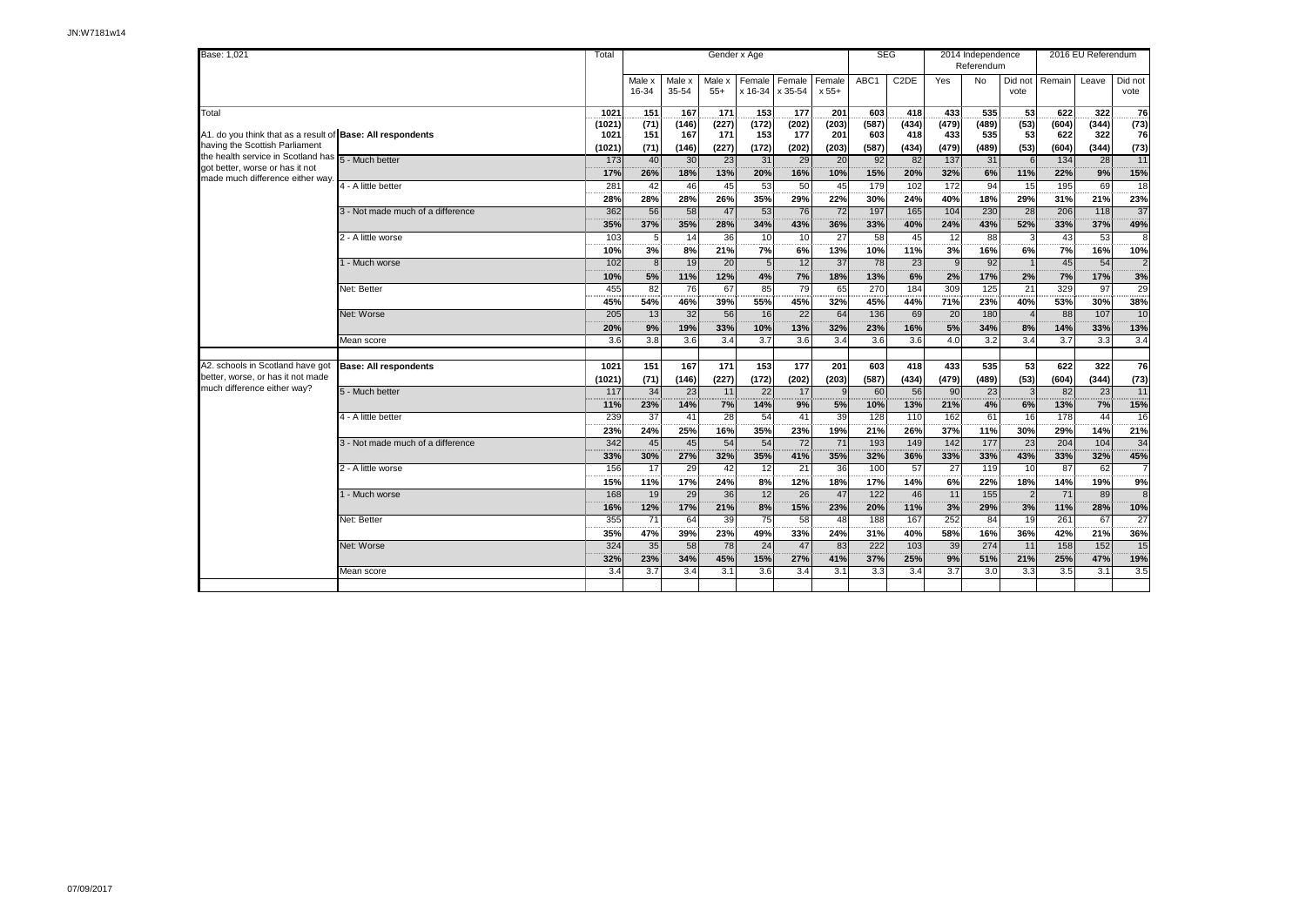| Base: 1,021 | | Total | Gender x Age | | | | | | SEG | | 2014 Independence Referendum | | | 2016 EU Referendum | | |
|---|---|---|---|---|---|---|---|---|---|---|---|---|---|---|---|---|
| | | | Male x 16-34 | Male x 35-54 | Male x 55+ | Female x 16-34 | Female x 35-54 | Female x 55+ | ABC1 | C2DE | Yes | No | Did not vote | Remain | Leave | Did not vote |
| Total | | 1021 | 151 | 167 | 171 | 153 | 177 | 201 | 603 | 418 | 433 | 535 | 53 | 622 | 322 | 76 |
| | | (1021) | (71) | (146) | (227) | (172) | (202) | (203) | (587) | (434) | (479) | (489) | (53) | (604) | (344) | (73) |
| A1. do you think that as a result of having the Scottish Parliament the health service in Scotland has got better, worse or has it not made much difference either way. | Base: All respondents | 1021 | 151 | 167 | 171 | 153 | 177 | 201 | 603 | 418 | 433 | 535 | 53 | 622 | 322 | 76 |
| | | (1021) | (71) | (146) | (227) | (172) | (202) | (203) | (587) | (434) | (479) | (489) | (53) | (604) | (344) | (73) |
| | 5 - Much better | 173 | 40 | 30 | 23 | 31 | 29 | 20 | 92 | 82 | 137 | 31 | 6 | 134 | 28 | 11 |
| | | 17% | 26% | 18% | 13% | 20% | 16% | 10% | 15% | 20% | 32% | 6% | 11% | 22% | 9% | 15% |
| | 4 - A little better | 281 | 42 | 46 | 45 | 53 | 50 | 45 | 179 | 102 | 172 | 94 | 15 | 195 | 69 | 18 |
| | | 28% | 28% | 28% | 26% | 35% | 29% | 22% | 30% | 24% | 40% | 18% | 29% | 31% | 21% | 23% |
| | 3 - Not made much of a difference | 362 | 56 | 58 | 47 | 53 | 76 | 72 | 197 | 165 | 104 | 230 | 28 | 206 | 118 | 37 |
| | | 35% | 37% | 35% | 28% | 34% | 43% | 36% | 33% | 40% | 24% | 43% | 52% | 33% | 37% | 49% |
| | 2 - A little worse | 103 | 5 | 14 | 36 | 10 | 10 | 27 | 58 | 45 | 12 | 88 | 3 | 43 | 53 | 8 |
| | | 10% | 3% | 8% | 21% | 7% | 6% | 13% | 10% | 11% | 3% | 16% | 6% | 7% | 16% | 10% |
| | 1 - Much worse | 102 | 8 | 19 | 20 | 5 | 12 | 37 | 78 | 23 | 9 | 92 | 1 | 45 | 54 | 2 |
| | | 10% | 5% | 11% | 12% | 4% | 7% | 18% | 13% | 6% | 2% | 17% | 2% | 7% | 17% | 3% |
| | Net: Better | 455 | 82 | 76 | 67 | 85 | 79 | 65 | 270 | 184 | 309 | 125 | 21 | 329 | 97 | 29 |
| | | 45% | 54% | 46% | 39% | 55% | 45% | 32% | 45% | 44% | 71% | 23% | 40% | 53% | 30% | 38% |
| | Net: Worse | 205 | 13 | 32 | 56 | 16 | 22 | 64 | 136 | 69 | 20 | 180 | 4 | 88 | 107 | 10 |
| | | 20% | 9% | 19% | 33% | 10% | 13% | 32% | 23% | 16% | 5% | 34% | 8% | 14% | 33% | 13% |
| | Mean score | 3.6 | 3.8 | 3.6 | 3.4 | 3.7 | 3.6 | 3.4 | 3.6 | 3.6 | 4.0 | 3.2 | 3.4 | 3.7 | 3.3 | 3.4 |
| A2. schools in Scotland have got better, worse, or has it not made much difference either way? | Base: All respondents | 1021 | 151 | 167 | 171 | 153 | 177 | 201 | 603 | 418 | 433 | 535 | 53 | 622 | 322 | 76 |
| | | (1021) | (71) | (146) | (227) | (172) | (202) | (203) | (587) | (434) | (479) | (489) | (53) | (604) | (344) | (73) |
| | 5 - Much better | 117 | 34 | 23 | 11 | 22 | 17 | 9 | 60 | 56 | 90 | 23 | 3 | 82 | 23 | 11 |
| | | 11% | 23% | 14% | 7% | 14% | 9% | 5% | 10% | 13% | 21% | 4% | 6% | 13% | 7% | 15% |
| | 4 - A little better | 239 | 37 | 41 | 28 | 54 | 41 | 39 | 128 | 110 | 162 | 61 | 16 | 178 | 44 | 16 |
| | | 23% | 24% | 25% | 16% | 35% | 23% | 19% | 21% | 26% | 37% | 11% | 30% | 29% | 14% | 21% |
| | 3 - Not made much of a difference | 342 | 45 | 45 | 54 | 54 | 72 | 71 | 193 | 149 | 142 | 177 | 23 | 204 | 104 | 34 |
| | | 33% | 30% | 27% | 32% | 35% | 41% | 35% | 32% | 36% | 33% | 33% | 43% | 33% | 32% | 45% |
| | 2 - A little worse | 156 | 17 | 29 | 42 | 12 | 21 | 36 | 100 | 57 | 27 | 119 | 10 | 87 | 62 | 7 |
| | | 15% | 11% | 17% | 24% | 8% | 12% | 18% | 17% | 14% | 6% | 22% | 18% | 14% | 19% | 9% |
| | 1 - Much worse | 168 | 19 | 29 | 36 | 12 | 26 | 47 | 122 | 46 | 11 | 155 | 2 | 71 | 89 | 8 |
| | | 16% | 12% | 17% | 21% | 8% | 15% | 23% | 20% | 11% | 3% | 29% | 3% | 11% | 28% | 10% |
| | Net: Better | 355 | 71 | 64 | 39 | 75 | 58 | 48 | 188 | 167 | 252 | 84 | 19 | 261 | 67 | 27 |
| | | 35% | 47% | 39% | 23% | 49% | 33% | 24% | 31% | 40% | 58% | 16% | 36% | 42% | 21% | 36% |
| | Net: Worse | 324 | 35 | 58 | 78 | 24 | 47 | 83 | 222 | 103 | 39 | 274 | 11 | 158 | 152 | 15 |
| | | 32% | 23% | 34% | 45% | 15% | 27% | 41% | 37% | 25% | 9% | 51% | 21% | 25% | 47% | 19% |
| | Mean score | 3.4 | 3.7 | 3.4 | 3.1 | 3.6 | 3.4 | 3.1 | 3.3 | 3.4 | 3.7 | 3.0 | 3.3 | 3.5 | 3.1 | 3.5 |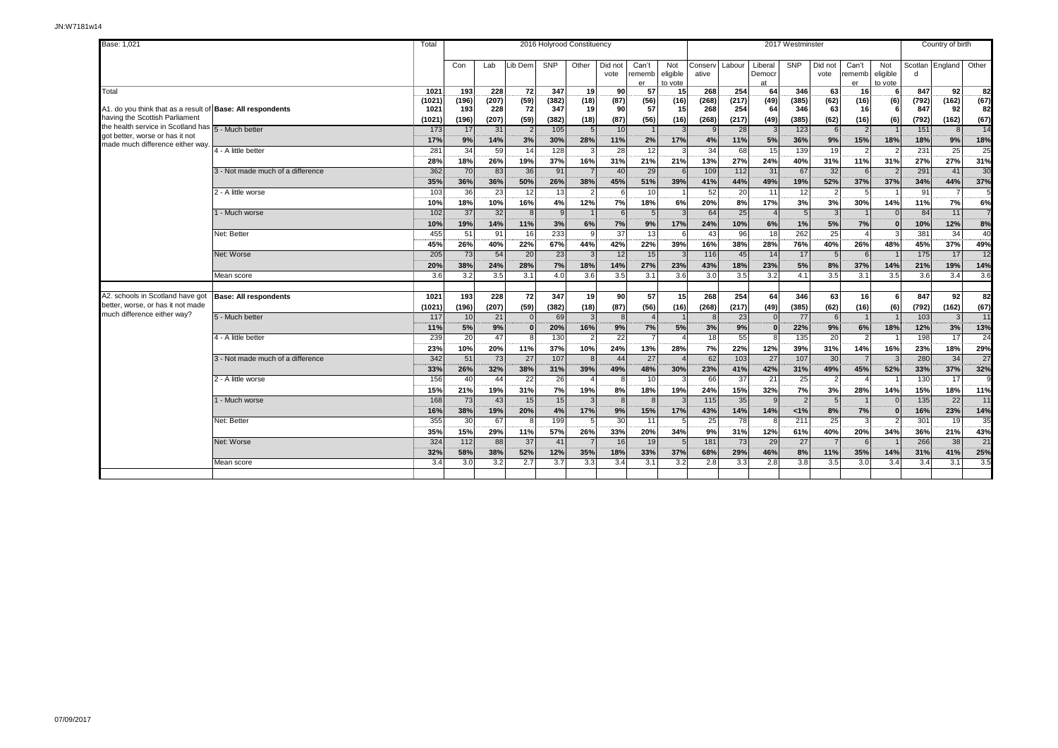JN:W7181w14

| Base: 1,021 | | Total | 2016 Holyrood Constituency | | | | | | | | | 2017 Westminster | | | | | | | Country of birth | | |
|---|---|---|---|---|---|---|---|---|---|---|---|---|---|---|---|---|---|---|---|---|---|
| | | | Con | Lab | Lib Dem | SNP | Other | Did not vote | Can't remember | Not eligible to vote | Conservative | Labour | Liberal Democrat | SNP | Did not vote | Can't remember | Not eligible to vote | Scotland | England | Other |
| Total | | 1021 | 193 | 228 | 72 | 347 | 19 | 90 | 57 | 15 | 268 | 254 | 64 | 346 | 63 | 16 | 6 | 847 | 92 | 82 |
| | | (1021) | (196) | (207) | (59) | (382) | (18) | (87) | (56) | (16) | (268) | (217) | (49) | (385) | (62) | (16) | (6) | (792) | (162) | (67) |
| A1. do you think that as a result of having the Scottish Parliament the health service in Scotland has got better, worse or has it not made much difference either way. | Base: All respondents | 1021 | 193 | 228 | 72 | 347 | 19 | 90 | 57 | 15 | 268 | 254 | 64 | 346 | 63 | 16 | 6 | 847 | 92 | 82 |
| | | (1021) | (196) | (207) | (59) | (382) | (18) | (87) | (56) | (16) | (268) | (217) | (49) | (385) | (62) | (16) | (6) | (792) | (162) | (67) |
| | 5 - Much better | 173 | 17 | 31 | 2 | 105 | 5 | 10 | 1 | 3 | 9 | 28 | 3 | 123 | 6 | 2 | 1 | 151 | 8 | 14 |
| | | 17% | 9% | 14% | 3% | 30% | 28% | 11% | 2% | 17% | 4% | 11% | 5% | 36% | 9% | 15% | 18% | 18% | 9% | 18% |
| | 4 - A little better | 281 | 34 | 59 | 14 | 128 | 3 | 28 | 12 | 3 | 34 | 68 | 15 | 139 | 19 | 2 | 2 | 231 | 25 | 25 |
| | | 28% | 18% | 26% | 19% | 37% | 16% | 31% | 21% | 21% | 13% | 27% | 24% | 40% | 31% | 11% | 31% | 27% | 27% | 31% |
| | 3 - Not made much of a difference | 362 | 70 | 83 | 36 | 91 | 7 | 40 | 29 | 6 | 109 | 112 | 31 | 67 | 32 | 6 | 2 | 291 | 41 | 30 |
| | | 35% | 36% | 36% | 50% | 26% | 38% | 45% | 51% | 39% | 41% | 44% | 49% | 19% | 52% | 37% | 37% | 34% | 44% | 37% |
| | 2 - A little worse | 103 | 36 | 23 | 12 | 13 | 2 | 6 | 10 | 1 | 52 | 20 | 11 | 12 | 2 | 5 | 1 | 91 | 7 | 5 |
| | | 10% | 18% | 10% | 16% | 4% | 12% | 7% | 18% | 6% | 20% | 8% | 17% | 3% | 3% | 30% | 14% | 11% | 7% | 6% |
| | 1 - Much worse | 102 | 37 | 32 | 8 | 9 | 1 | 6 | 5 | 3 | 64 | 25 | 4 | 5 | 3 | 1 | 0 | 84 | 11 | 7 |
| | | 10% | 19% | 14% | 11% | 3% | 6% | 7% | 9% | 17% | 24% | 10% | 6% | 1% | 5% | 7% | 0 | 10% | 12% | 8% |
| | Net: Better | 455 | 51 | 91 | 16 | 233 | 9 | 37 | 13 | 6 | 43 | 96 | 18 | 262 | 25 | 4 | 3 | 381 | 34 | 40 |
| | | 45% | 26% | 40% | 22% | 67% | 44% | 42% | 22% | 39% | 16% | 38% | 28% | 76% | 40% | 26% | 48% | 45% | 37% | 49% |
| | Net: Worse | 205 | 73 | 54 | 20 | 23 | 3 | 12 | 15 | 3 | 116 | 45 | 14 | 17 | 5 | 6 | 1 | 175 | 17 | 12 |
| | | 20% | 38% | 24% | 28% | 7% | 18% | 14% | 27% | 23% | 43% | 18% | 23% | 5% | 8% | 37% | 14% | 21% | 19% | 14% |
| | Mean score | 3.6 | 3.2 | 3.5 | 3.1 | 4.0 | 3.6 | 3.5 | 3.1 | 3.6 | 3.0 | 3.5 | 3.2 | 4.1 | 3.5 | 3.1 | 3.5 | 3.6 | 3.4 | 3.6 |
| A2. schools in Scotland have got better, worse, or has it not made much difference either way? | Base: All respondents | 1021 | 193 | 228 | 72 | 347 | 19 | 90 | 57 | 15 | 268 | 254 | 64 | 346 | 63 | 16 | 6 | 847 | 92 | 82 |
| | | (1021) | (196) | (207) | (59) | (382) | (18) | (87) | (56) | (16) | (268) | (217) | (49) | (385) | (62) | (16) | (6) | (792) | (162) | (67) |
| | 5 - Much better | 117 | 10 | 21 | 0 | 69 | 3 | 8 | 4 | 1 | 8 | 23 | 0 | 77 | 6 | 1 | 1 | 103 | 3 | 11 |
| | | 11% | 5% | 9% | 0 | 20% | 16% | 9% | 7% | 5% | 3% | 9% | 0 | 22% | 9% | 6% | 18% | 12% | 3% | 13% |
| | 4 - A little better | 239 | 20 | 47 | 8 | 130 | 2 | 22 | 7 | 4 | 18 | 55 | 8 | 135 | 20 | 2 | 1 | 198 | 17 | 24 |
| | | 23% | 10% | 20% | 11% | 37% | 10% | 24% | 13% | 28% | 7% | 22% | 12% | 39% | 31% | 14% | 16% | 23% | 18% | 29% |
| | 3 - Not made much of a difference | 342 | 51 | 73 | 27 | 107 | 8 | 44 | 27 | 4 | 62 | 103 | 27 | 107 | 30 | 7 | 3 | 280 | 34 | 27 |
| | | 33% | 26% | 32% | 38% | 31% | 39% | 49% | 48% | 30% | 23% | 41% | 42% | 31% | 49% | 45% | 52% | 33% | 37% | 32% |
| | 2 - A little worse | 156 | 40 | 44 | 22 | 26 | 4 | 8 | 10 | 3 | 66 | 37 | 21 | 25 | 2 | 4 | 1 | 130 | 17 | 9 |
| | | 15% | 21% | 19% | 31% | 7% | 19% | 8% | 18% | 19% | 24% | 15% | 32% | 7% | 3% | 28% | 14% | 15% | 18% | 11% |
| | 1 - Much worse | 168 | 73 | 43 | 15 | 15 | 3 | 8 | 8 | 3 | 115 | 35 | 9 | 2 | 5 | 1 | 0 | 135 | 22 | 11 |
| | | 16% | 38% | 19% | 20% | 4% | 17% | 9% | 15% | 17% | 43% | 14% | 14% | <1% | 8% | 7% | 0 | 16% | 23% | 14% |
| | Net: Better | 355 | 30 | 67 | 8 | 199 | 5 | 30 | 11 | 5 | 25 | 78 | 8 | 211 | 25 | 3 | 2 | 301 | 19 | 35 |
| | | 35% | 15% | 29% | 11% | 57% | 26% | 33% | 20% | 34% | 9% | 31% | 12% | 61% | 40% | 20% | 34% | 36% | 21% | 43% |
| | Net: Worse | 324 | 112 | 88 | 37 | 41 | 7 | 16 | 19 | 5 | 181 | 73 | 29 | 27 | 7 | 6 | 1 | 266 | 38 | 21 |
| | | 32% | 58% | 38% | 52% | 12% | 35% | 18% | 33% | 37% | 68% | 29% | 46% | 8% | 11% | 35% | 14% | 31% | 41% | 25% |
| | Mean score | 3.4 | 3.0 | 3.2 | 2.7 | 3.7 | 3.3 | 3.4 | 3.1 | 3.2 | 2.8 | 3.3 | 2.8 | 3.8 | 3.5 | 3.0 | 3.4 | 3.4 | 3.1 | 3.5 |

07/09/2017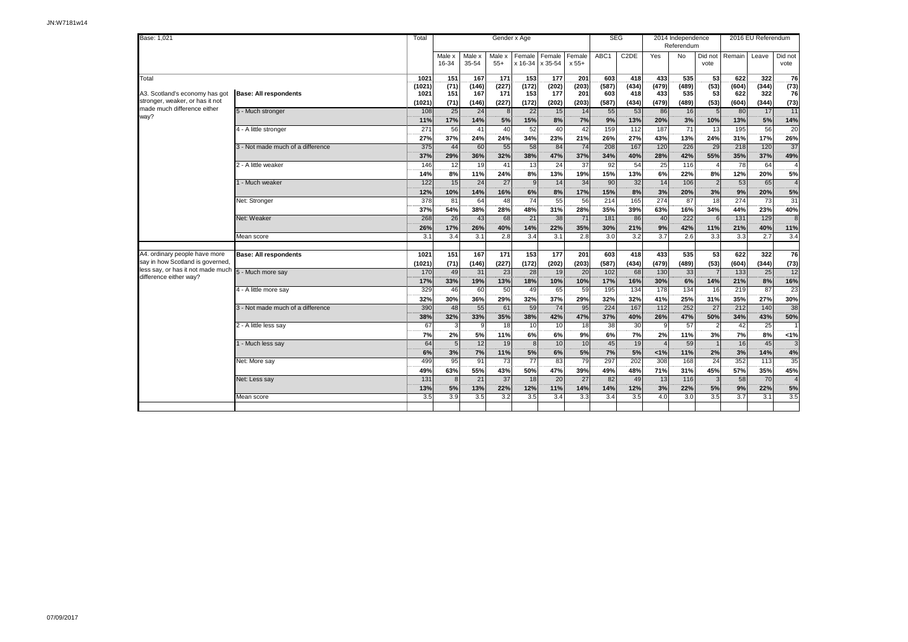Base: 1,021

| | | Total | Gender x Age | | | | | | SEG | | 2014 Independence Referendum | | | 2016 EU Referendum | | |
|---|---|---|---|---|---|---|---|---|---|---|---|---|---|---|---|---|
| | | | Male x 16-34 | Male x 35-54 | Male x 55+ | Female x 16-34 | Female x 35-54 | Female x 55+ | ABC1 | C2DE | Yes | No | Did not vote | Remain | Leave | Did not vote |
| Total | | 1021 | 151 | 167 | 171 | 153 | 177 | 201 | 603 | 418 | 433 | 535 | 53 | 622 | 322 | 76 |
| | | (1021) | (71) | (146) | (227) | (172) | (202) | (203) | (587) | (434) | (479) | (489) | (53) | (604) | (344) | (73) |
| A3. Scotland's economy has got stronger, weaker, or has it not made much difference either way? | **Base: All respondents** | 1021 | 151 | 167 | 171 | 153 | 177 | 201 | 603 | 418 | 433 | 535 | 53 | 622 | 322 | 76 |
| | | (1021) | (71) | (146) | (227) | (172) | (202) | (203) | (587) | (434) | (479) | (489) | (53) | (604) | (344) | (73) |
| | 5 - Much stronger | 108 | 25 | 24 | 8 | 22 | 15 | 14 | 55 | 53 | 86 | 16 | 5 | 80 | 17 | 11 |
| | | 11% | 17% | 14% | 5% | 15% | 8% | 7% | 9% | 13% | 20% | 3% | 10% | 13% | 5% | 14% |
| | 4 - A little stronger | 271 | 56 | 41 | 40 | 52 | 40 | 42 | 159 | 112 | 187 | 71 | 13 | 195 | 56 | 20 |
| | | 27% | 37% | 24% | 24% | 34% | 23% | 21% | 26% | 27% | 43% | 13% | 24% | 31% | 17% | 26% |
| | 3 - Not made much of a difference | 375 | 44 | 60 | 55 | 58 | 84 | 74 | 208 | 167 | 120 | 226 | 29 | 218 | 120 | 37 |
| | | 37% | 29% | 36% | 32% | 38% | 47% | 37% | 34% | 40% | 28% | 42% | 55% | 35% | 37% | 49% |
| | 2 - A little weaker | 146 | 12 | 19 | 41 | 13 | 24 | 37 | 92 | 54 | 25 | 116 | 4 | 78 | 64 | 4 |
| | | 14% | 8% | 11% | 24% | 8% | 13% | 19% | 15% | 13% | 6% | 22% | 8% | 12% | 20% | 5% |
| | 1 - Much weaker | 122 | 15 | 24 | 27 | 9 | 14 | 34 | 90 | 32 | 14 | 106 | 2 | 53 | 65 | 4 |
| | | 12% | 10% | 14% | 16% | 6% | 8% | 17% | 15% | 8% | 3% | 20% | 3% | 9% | 20% | 5% |
| | Net: Stronger | 378 | 81 | 64 | 48 | 74 | 55 | 56 | 214 | 165 | 274 | 87 | 18 | 274 | 73 | 31 |
| | | 37% | 54% | 38% | 28% | 48% | 31% | 28% | 35% | 39% | 63% | 16% | 34% | 44% | 23% | 40% |
| | Net: Weaker | 268 | 26 | 43 | 68 | 21 | 38 | 71 | 181 | 86 | 40 | 222 | 6 | 131 | 129 | 8 |
| | | 26% | 17% | 26% | 40% | 14% | 22% | 35% | 30% | 21% | 9% | 42% | 11% | 21% | 40% | 11% |
| | Mean score | 3.1 | 3.4 | 3.1 | 2.8 | 3.4 | 3.1 | 2.8 | 3.0 | 3.2 | 3.7 | 2.6 | 3.3 | 3.3 | 2.7 | 3.4 |
| A4. ordinary people have more say in how Scotland is governed, less say, or has it not made much difference either way? | **Base: All respondents** | 1021 | 151 | 167 | 171 | 153 | 177 | 201 | 603 | 418 | 433 | 535 | 53 | 622 | 322 | 76 |
| | | (1021) | (71) | (146) | (227) | (172) | (202) | (203) | (587) | (434) | (479) | (489) | (53) | (604) | (344) | (73) |
| | 5 - Much more say | 170 | 49 | 31 | 23 | 28 | 19 | 20 | 102 | 68 | 130 | 33 | 7 | 133 | 25 | 12 |
| | | 17% | 33% | 19% | 13% | 18% | 10% | 10% | 17% | 16% | 30% | 6% | 14% | 21% | 8% | 16% |
| | 4 - A little more say | 329 | 46 | 60 | 50 | 49 | 65 | 59 | 195 | 134 | 178 | 134 | 16 | 219 | 87 | 23 |
| | | 32% | 30% | 36% | 29% | 32% | 37% | 29% | 32% | 32% | 41% | 25% | 31% | 35% | 27% | 30% |
| | 3 - Not made much of a difference | 390 | 48 | 55 | 61 | 59 | 74 | 95 | 224 | 167 | 112 | 252 | 27 | 212 | 140 | 38 |
| | | 38% | 32% | 33% | 35% | 38% | 42% | 47% | 37% | 40% | 26% | 47% | 50% | 34% | 43% | 50% |
| | 2 - A little less say | 67 | 3 | 9 | 18 | 10 | 10 | 18 | 38 | 30 | 9 | 57 | 2 | 42 | 25 | 1 |
| | | 7% | 2% | 5% | 11% | 6% | 6% | 9% | 6% | 7% | 2% | 11% | 3% | 7% | 8% | <1% |
| | 1 - Much less say | 64 | 5 | 12 | 19 | 8 | 10 | 10 | 45 | 19 | 4 | 59 | 1 | 16 | 45 | 3 |
| | | 6% | 3% | 7% | 11% | 5% | 6% | 5% | 7% | 5% | <1% | 11% | 2% | 3% | 14% | 4% |
| | Net: More say | 499 | 95 | 91 | 73 | 77 | 83 | 79 | 297 | 202 | 308 | 168 | 24 | 352 | 113 | 35 |
| | | 49% | 63% | 55% | 43% | 50% | 47% | 39% | 49% | 48% | 71% | 31% | 45% | 57% | 35% | 45% |
| | Net: Less say | 131 | 8 | 21 | 37 | 18 | 20 | 27 | 82 | 49 | 13 | 116 | 3 | 58 | 70 | 4 |
| | | 13% | 5% | 13% | 22% | 12% | 11% | 14% | 14% | 12% | 3% | 22% | 5% | 9% | 22% | 5% |
| | Mean score | 3.5 | 3.9 | 3.5 | 3.2 | 3.5 | 3.4 | 3.3 | 3.4 | 3.5 | 4.0 | 3.0 | 3.5 | 3.7 | 3.1 | 3.5 |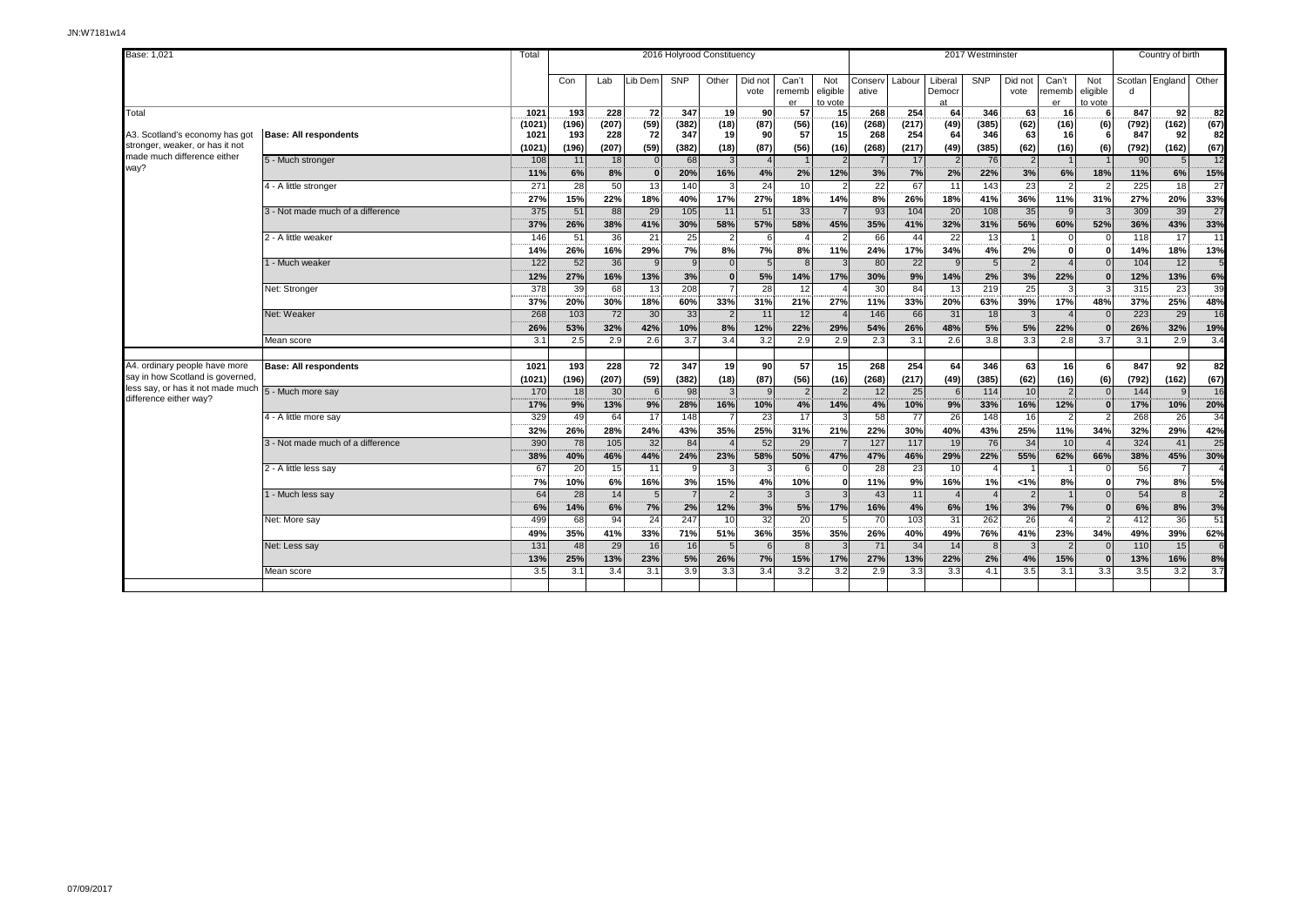JN:W7181w14

Base: 1,021

| | | Total | 2016 Holyrood Constituency | | | | | | | | | 2017 Westminster | | | | | | | | Country of birth | | |
|---|---|---|---|---|---|---|---|---|---|---|---|---|---|---|---|---|---|---|---|---|---|---|
| | | | Con | Lab | Lib Dem | SNP | Other | Did not vote | Can't remember | Not eligible to vote | Conservative | Labour | Liberal Democrat | SNP | Did not vote | Can't remember | Not eligible to vote | Scotland | England | Other |
| Total | | 1021 | 193 | 228 | 72 | 347 | 19 | 90 | 57 | 15 | 268 | 254 | 64 | 346 | 63 | 16 | 6 | 847 | 92 | 82 |
| | | (1021) | (196) | (207) | (59) | (382) | (18) | (87) | (56) | (16) | (268) | (217) | (49) | (385) | (62) | (16) | (6) | (792) | (162) | (67) |
| A3. Scotland's economy has got stronger, weaker, or has it not made much difference either way? | Base: All respondents | 1021 | 193 | 228 | 72 | 347 | 19 | 90 | 57 | 15 | 268 | 254 | 64 | 346 | 63 | 16 | 6 | 847 | 92 | 82 |
| | | (1021) | (196) | (207) | (59) | (382) | (18) | (87) | (56) | (16) | (268) | (217) | (49) | (385) | (62) | (16) | (6) | (792) | (162) | (67) |
| | 5 - Much stronger | 108 | 11 | 18 | 0 | 68 | 3 | 4 | 1 | 2 | 7 | 17 | 2 | 76 | 2 | 1 | 1 | 90 | 5 | 12 |
| | | 11% | 6% | 8% | 0 | 20% | 16% | 4% | 2% | 12% | 3% | 7% | 2% | 22% | 3% | 6% | 18% | 11% | 6% | 15% |
| | 4 - A little stronger | 271 | 28 | 50 | 13 | 140 | 3 | 24 | 10 | 2 | 22 | 67 | 11 | 143 | 23 | 2 | 2 | 225 | 18 | 27 |
| | | 27% | 15% | 22% | 18% | 40% | 17% | 27% | 18% | 14% | 8% | 26% | 18% | 41% | 36% | 11% | 31% | 27% | 20% | 33% |
| | 3 - Not made much of a difference | 375 | 51 | 88 | 29 | 105 | 11 | 51 | 33 | 7 | 93 | 104 | 20 | 108 | 35 | 9 | 3 | 309 | 39 | 27 |
| | | 37% | 26% | 38% | 41% | 30% | 58% | 57% | 58% | 45% | 35% | 41% | 32% | 31% | 56% | 60% | 52% | 36% | 43% | 33% |
| | 2 - A little weaker | 146 | 51 | 36 | 21 | 25 | 2 | 6 | 4 | 2 | 66 | 44 | 22 | 13 | 1 | 0 | 0 | 118 | 17 | 11 |
| | | 14% | 26% | 16% | 29% | 7% | 8% | 7% | 8% | 11% | 24% | 17% | 34% | 4% | 2% | 0 | 0 | 14% | 18% | 13% |
| | 1 - Much weaker | 122 | 52 | 36 | 9 | 9 | 0 | 5 | 8 | 3 | 80 | 22 | 9 | 5 | 2 | 4 | 0 | 104 | 12 | 5 |
| | | 12% | 27% | 16% | 13% | 3% | 0 | 5% | 14% | 17% | 30% | 9% | 14% | 2% | 3% | 22% | 0 | 12% | 13% | 6% |
| | Net: Stronger | 378 | 39 | 68 | 13 | 208 | 7 | 28 | 12 | 4 | 30 | 84 | 13 | 219 | 25 | 3 | 3 | 315 | 23 | 39 |
| | | 37% | 20% | 30% | 18% | 60% | 33% | 31% | 21% | 27% | 11% | 33% | 20% | 63% | 39% | 17% | 48% | 37% | 25% | 48% |
| | Net: Weaker | 268 | 103 | 72 | 30 | 33 | 2 | 11 | 12 | 4 | 146 | 66 | 31 | 18 | 3 | 4 | 0 | 223 | 29 | 16 |
| | | 26% | 53% | 32% | 42% | 10% | 8% | 12% | 22% | 29% | 54% | 26% | 48% | 5% | 5% | 22% | 0 | 26% | 32% | 19% |
| | Mean score | 3.1 | 2.5 | 2.9 | 2.6 | 3.7 | 3.4 | 3.2 | 2.9 | 2.9 | 2.3 | 3.1 | 2.6 | 3.8 | 3.3 | 2.8 | 3.7 | 3.1 | 2.9 | 3.4 |
| A4. ordinary people have more say in how Scotland is governed, less say, or has it not made much difference either way? | Base: All respondents | 1021 | 193 | 228 | 72 | 347 | 19 | 90 | 57 | 15 | 268 | 254 | 64 | 346 | 63 | 16 | 6 | 847 | 92 | 82 |
| | | (1021) | (196) | (207) | (59) | (382) | (18) | (87) | (56) | (16) | (268) | (217) | (49) | (385) | (62) | (16) | (6) | (792) | (162) | (67) |
| | 5 - Much more say | 170 | 18 | 30 | 6 | 98 | 3 | 9 | 2 | 2 | 12 | 25 | 6 | 114 | 10 | 2 | 0 | 144 | 9 | 16 |
| | | 17% | 9% | 13% | 9% | 28% | 16% | 10% | 4% | 14% | 4% | 10% | 9% | 33% | 16% | 12% | 0 | 17% | 10% | 20% |
| | 4 - A little more say | 329 | 49 | 64 | 17 | 148 | 7 | 23 | 17 | 3 | 58 | 77 | 26 | 148 | 16 | 2 | 2 | 268 | 26 | 34 |
| | | 32% | 26% | 28% | 24% | 43% | 35% | 25% | 31% | 21% | 22% | 30% | 40% | 43% | 25% | 11% | 34% | 32% | 29% | 42% |
| | 3 - Not made much of a difference | 390 | 78 | 105 | 32 | 84 | 4 | 52 | 29 | 7 | 127 | 117 | 19 | 76 | 34 | 10 | 4 | 324 | 41 | 25 |
| | | 38% | 40% | 46% | 44% | 24% | 23% | 58% | 50% | 47% | 47% | 46% | 29% | 22% | 55% | 62% | 66% | 38% | 45% | 30% |
| | 2 - A little less say | 67 | 20 | 15 | 11 | 9 | 3 | 3 | 6 | 0 | 28 | 23 | 10 | 4 | 1 | 1 | 0 | 56 | 7 | 4 |
| | | 7% | 10% | 6% | 16% | 3% | 15% | 4% | 10% | 0 | 11% | 9% | 16% | 1% | <1% | 8% | 0 | 7% | 8% | 5% |
| | 1 - Much less say | 64 | 28 | 14 | 5 | 7 | 2 | 3 | 3 | 3 | 43 | 11 | 4 | 4 | 2 | 1 | 0 | 54 | 8 | 2 |
| | | 6% | 14% | 6% | 7% | 2% | 12% | 3% | 5% | 17% | 16% | 4% | 6% | 1% | 3% | 7% | 0 | 6% | 8% | 3% |
| | Net: More say | 499 | 68 | 94 | 24 | 247 | 10 | 32 | 20 | 5 | 70 | 103 | 31 | 262 | 26 | 4 | 2 | 412 | 36 | 51 |
| | | 49% | 35% | 41% | 33% | 71% | 51% | 36% | 35% | 35% | 26% | 40% | 49% | 76% | 41% | 23% | 34% | 49% | 39% | 62% |
| | Net: Less say | 131 | 48 | 29 | 16 | 16 | 5 | 6 | 8 | 3 | 71 | 34 | 14 | 8 | 3 | 2 | 0 | 110 | 15 | 6 |
| | | 13% | 25% | 13% | 23% | 5% | 26% | 7% | 15% | 17% | 27% | 13% | 22% | 2% | 4% | 15% | 0 | 13% | 16% | 8% |
| | Mean score | 3.5 | 3.1 | 3.4 | 3.1 | 3.9 | 3.3 | 3.4 | 3.2 | 3.2 | 2.9 | 3.3 | 3.3 | 4.1 | 3.5 | 3.1 | 3.3 | 3.5 | 3.2 | 3.7 |

07/09/2017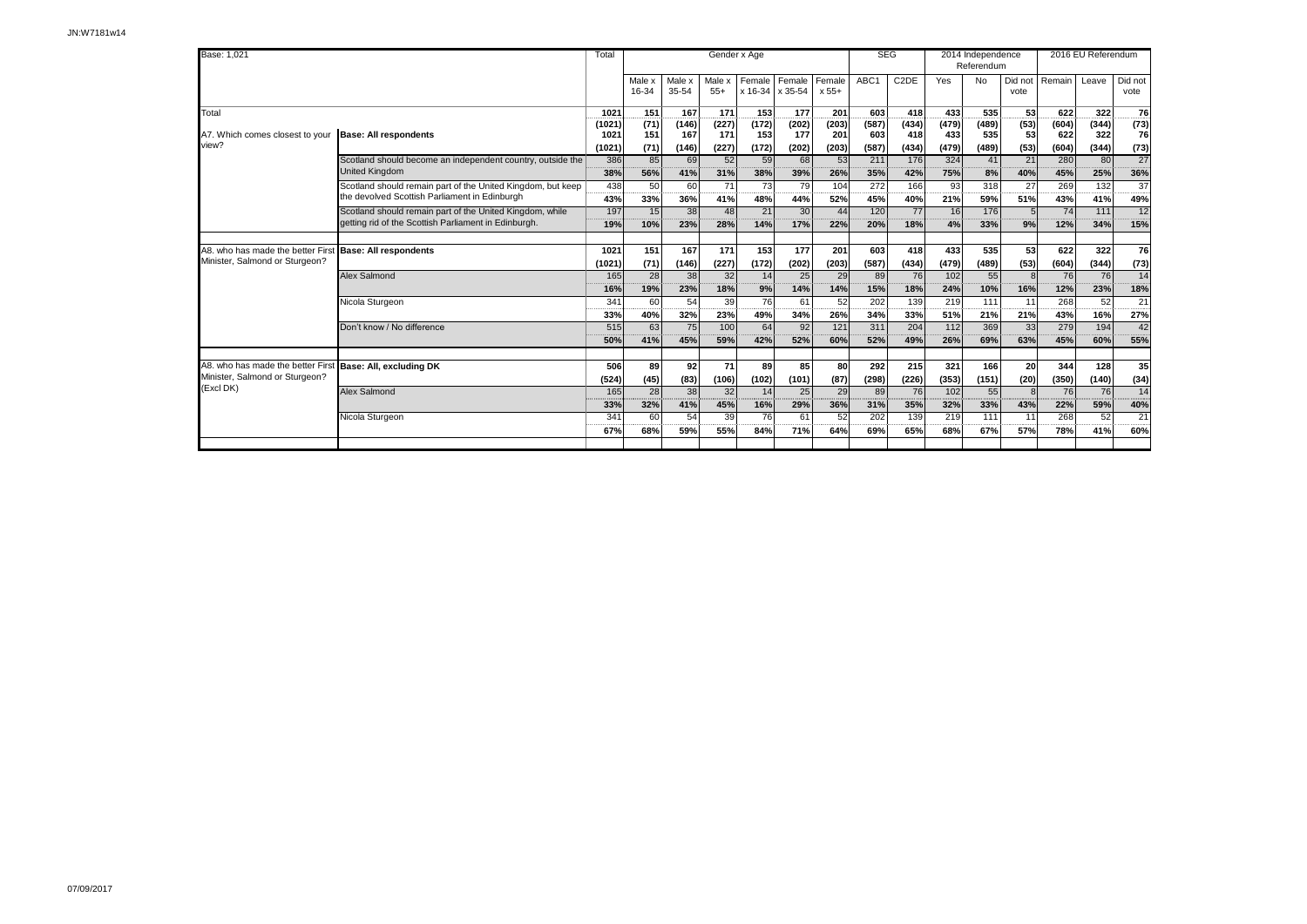JN:W7181w14

| Base: 1,021 | | Total | Gender x Age | | | | | | SEG | | 2014 Independence Referendum | | | 2016 EU Referendum | | |
|---|---|---|---|---|---|---|---|---|---|---|---|---|---|---|---|---|
| | | | Male x 16-34 | Male x 35-54 | Male x 55+ | Female x 16-34 | Female x 35-54 | Female x 55+ | ABC1 | C2DE | Yes | No | Did not vote | Remain | Leave | Did not vote |
| Total | | 1021 | 151 | 167 | 171 | 153 | 177 | 201 | 603 | 418 | 433 | 535 | 53 | 622 | 322 | 76 |
| | | (1021) | (71) | (146) | (227) | (172) | (202) | (203) | (587) | (434) | (479) | (489) | (53) | (604) | (344) | (73) |
| A7. Which comes closest to your view? | **Base: All respondents** | 1021 | 151 | 167 | 171 | 153 | 177 | 201 | 603 | 418 | 433 | 535 | 53 | 622 | 322 | 76 |
| | | (1021) | (71) | (146) | (227) | (172) | (202) | (203) | (587) | (434) | (479) | (489) | (53) | (604) | (344) | (73) |
| | Scotland should become an independent country, outside the United Kingdom | 386 | 85 | 69 | 52 | 59 | 68 | 53 | 211 | 176 | 324 | 41 | 21 | 280 | 80 | 27 |
| | | 38% | 56% | 41% | 31% | 38% | 39% | 26% | 35% | 42% | 75% | 8% | 40% | 45% | 25% | 36% |
| | Scotland should remain part of the United Kingdom, but keep the devolved Scottish Parliament in Edinburgh | 438 | 50 | 60 | 71 | 73 | 79 | 104 | 272 | 166 | 93 | 318 | 27 | 269 | 132 | 37 |
| | | 43% | 33% | 36% | 41% | 48% | 44% | 52% | 45% | 40% | 21% | 59% | 51% | 43% | 41% | 49% |
| | Scotland should remain part of the United Kingdom, while getting rid of the Scottish Parliament in Edinburgh. | 197 | 15 | 38 | 48 | 21 | 30 | 44 | 120 | 77 | 16 | 176 | 5 | 74 | 111 | 12 |
| | | 19% | 10% | 23% | 28% | 14% | 17% | 22% | 20% | 18% | 4% | 33% | 9% | 12% | 34% | 15% |
| A8. who has made the better First Minister, Salmond or Sturgeon? | **Base: All respondents** | 1021 | 151 | 167 | 171 | 153 | 177 | 201 | 603 | 418 | 433 | 535 | 53 | 622 | 322 | 76 |
| | | (1021) | (71) | (146) | (227) | (172) | (202) | (203) | (587) | (434) | (479) | (489) | (53) | (604) | (344) | (73) |
| | Alex Salmond | 165 | 28 | 38 | 32 | 14 | 25 | 29 | 89 | 76 | 102 | 55 | 8 | 76 | 76 | 14 |
| | | 16% | 19% | 23% | 18% | 9% | 14% | 14% | 15% | 18% | 24% | 10% | 16% | 12% | 23% | 18% |
| | Nicola Sturgeon | 341 | 60 | 54 | 39 | 76 | 61 | 52 | 202 | 139 | 219 | 111 | 11 | 268 | 52 | 21 |
| | | 33% | 40% | 32% | 23% | 49% | 34% | 26% | 34% | 33% | 51% | 21% | 21% | 43% | 16% | 27% |
| | Don't know / No difference | 515 | 63 | 75 | 100 | 64 | 92 | 121 | 311 | 204 | 112 | 369 | 33 | 279 | 194 | 42 |
| | | 50% | 41% | 45% | 59% | 42% | 52% | 60% | 52% | 49% | 26% | 69% | 63% | 45% | 60% | 55% |
| A8. who has made the better First Minister, Salmond or Sturgeon? (Excl DK) | **Base: All, excluding DK** | 506 | 89 | 92 | 71 | 89 | 85 | 80 | 292 | 215 | 321 | 166 | 20 | 344 | 128 | 35 |
| | | (524) | (45) | (83) | (106) | (102) | (101) | (87) | (298) | (226) | (353) | (151) | (20) | (350) | (140) | (34) |
| | Alex Salmond | 165 | 28 | 38 | 32 | 14 | 25 | 29 | 89 | 76 | 102 | 55 | 8 | 76 | 76 | 14 |
| | | 33% | 32% | 41% | 45% | 16% | 29% | 36% | 31% | 35% | 32% | 33% | 43% | 22% | 59% | 40% |
| | Nicola Sturgeon | 341 | 60 | 54 | 39 | 76 | 61 | 52 | 202 | 139 | 219 | 111 | 11 | 268 | 52 | 21 |
| | | 67% | 68% | 59% | 55% | 84% | 71% | 64% | 69% | 65% | 68% | 67% | 57% | 78% | 41% | 60% |

07/09/2017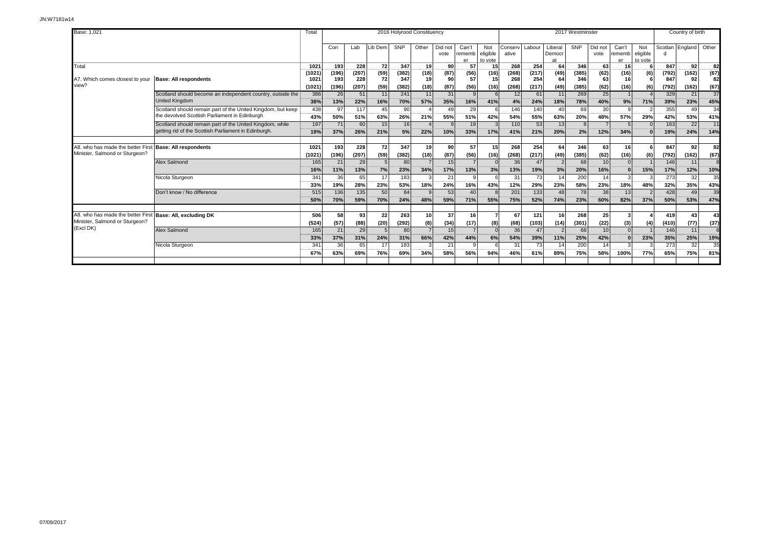JN:W7181w14

| Base: 1,021 | | Total | 2016 Holyrood Constituency | | | | | | | | | 2017 Westminster | | | | | | | | Country of birth | | |
|---|---|---|---|---|---|---|---|---|---|---|---|---|---|---|---|---|---|---|---|---|---|---|
| | | | Con | Lab | Lib Dem | SNP | Other | Did not vote | Can't remember | Not eligible to vote | Conservative | Labour | Liberal Democrat | SNP | Did not vote | Can't remember | Not eligible to vote | Scotland | England | Other |
| Total | | 1021 | 193 | 228 | 72 | 347 | 19 | 90 | 57 | 15 | 268 | 254 | 64 | 346 | 63 | 16 | 6 | 847 | 92 | 82 |
| | | (1021) | (196) | (207) | (59) | (382) | (18) | (87) | (56) | (16) | (268) | (217) | (49) | (385) | (62) | (16) | (6) | (792) | (162) | (67) |
| A7. Which comes closest to your view? | **Base: All respondents** | 1021 | 193 | 228 | 72 | 347 | 19 | 90 | 57 | 15 | 268 | 254 | 64 | 346 | 63 | 16 | 6 | 847 | 92 | 82 |
| | | (1021) | (196) | (207) | (59) | (382) | (18) | (87) | (56) | (16) | (268) | (217) | (49) | (385) | (62) | (16) | (6) | (792) | (162) | (67) |
| | Scotland should become an independent country, outside the United Kingdom | 386 | 26 | 51 | 11 | 241 | 11 | 31 | 9 | 6 | 12 | 61 | 11 | 269 | 25 | 1 | 4 | 329 | 21 | 37 |
| | | 38% | 13% | 22% | 16% | 70% | 57% | 35% | 16% | 41% | 4% | 24% | 18% | 78% | 40% | 9% | 71% | 39% | 23% | 45% |
| | Scotland should remain part of the United Kingdom, but keep the devolved Scottish Parliament in Edinburgh | 438 | 97 | 117 | 45 | 90 | 4 | 49 | 29 | 6 | 146 | 140 | 40 | 69 | 30 | 9 | 2 | 355 | 49 | 34 |
| | | 43% | 50% | 51% | 63% | 26% | 21% | 55% | 51% | 42% | 54% | 55% | 63% | 20% | 48% | 57% | 29% | 42% | 53% | 41% |
| | Scotland should remain part of the United Kingdom, while getting rid of the Scottish Parliament in Edinburgh. | 197 | 71 | 60 | 15 | 16 | 4 | 9 | 19 | 3 | 110 | 53 | 13 | 8 | 7 | 5 | 0 | 163 | 22 | 11 |
| | | 19% | 37% | 26% | 21% | 5% | 22% | 10% | 33% | 17% | 41% | 21% | 20% | 2% | 12% | 34% | 0 | 19% | 24% | 14% |
| A8. who has made the better First Minister, Salmond or Sturgeon? | **Base: All respondents** | 1021 | 193 | 228 | 72 | 347 | 19 | 90 | 57 | 15 | 268 | 254 | 64 | 346 | 63 | 16 | 6 | 847 | 92 | 82 |
| | | (1021) | (196) | (207) | (59) | (382) | (18) | (87) | (56) | (16) | (268) | (217) | (49) | (385) | (62) | (16) | (6) | (792) | (162) | (67) |
| | Alex Salmond | 165 | 21 | 29 | 5 | 80 | 7 | 15 | 7 | 0 | 36 | 47 | 2 | 68 | 10 | 0 | 1 | 146 | 11 | 8 |
| | | 16% | 11% | 13% | 7% | 23% | 34% | 17% | 13% | 3% | 13% | 19% | 3% | 20% | 16% | 0 | 15% | 17% | 12% | 10% |
| | Nicola Sturgeon | 341 | 36 | 65 | 17 | 183 | 3 | 21 | 9 | 6 | 31 | 73 | 14 | 200 | 14 | 3 | 3 | 273 | 32 | 35 |
| | | 33% | 19% | 28% | 23% | 53% | 18% | 24% | 16% | 43% | 12% | 29% | 23% | 58% | 23% | 18% | 48% | 32% | 35% | 43% |
| | Don't know / No difference | 515 | 136 | 135 | 50 | 84 | 9 | 53 | 40 | 8 | 201 | 133 | 48 | 78 | 38 | 13 | 2 | 428 | 49 | 39 |
| | | 50% | 70% | 59% | 70% | 24% | 48% | 59% | 71% | 55% | 75% | 52% | 74% | 23% | 60% | 82% | 37% | 50% | 53% | 47% |
| A8. who has made the better First Minister, Salmond or Sturgeon? (Excl DK) | **Base: All, excluding DK** | 506 | 58 | 93 | 22 | 263 | 10 | 37 | 16 | 7 | 67 | 121 | 16 | 268 | 25 | 3 | 4 | 419 | 43 | 43 |
| | | (524) | (57) | (88) | (20) | (292) | (8) | (34) | (17) | (8) | (68) | (103) | (14) | (301) | (22) | (3) | (4) | (410) | (77) | (37) |
| | Alex Salmond | 165 | 21 | 29 | 5 | 80 | 7 | 15 | 7 | 0 | 36 | 47 | 2 | 68 | 10 | 0 | 1 | 146 | 11 | 8 |
| | | 33% | 37% | 31% | 24% | 31% | 66% | 42% | 44% | 6% | 54% | 39% | 11% | 25% | 42% | 0 | 23% | 35% | 25% | 19% |
| | Nicola Sturgeon | 341 | 36 | 65 | 17 | 183 | 3 | 21 | 9 | 6 | 31 | 73 | 14 | 200 | 14 | 3 | 3 | 273 | 32 | 35 |
| | | 67% | 63% | 69% | 76% | 69% | 34% | 58% | 56% | 94% | 46% | 61% | 89% | 75% | 58% | 100% | 77% | 65% | 75% | 81% |

07/09/2017